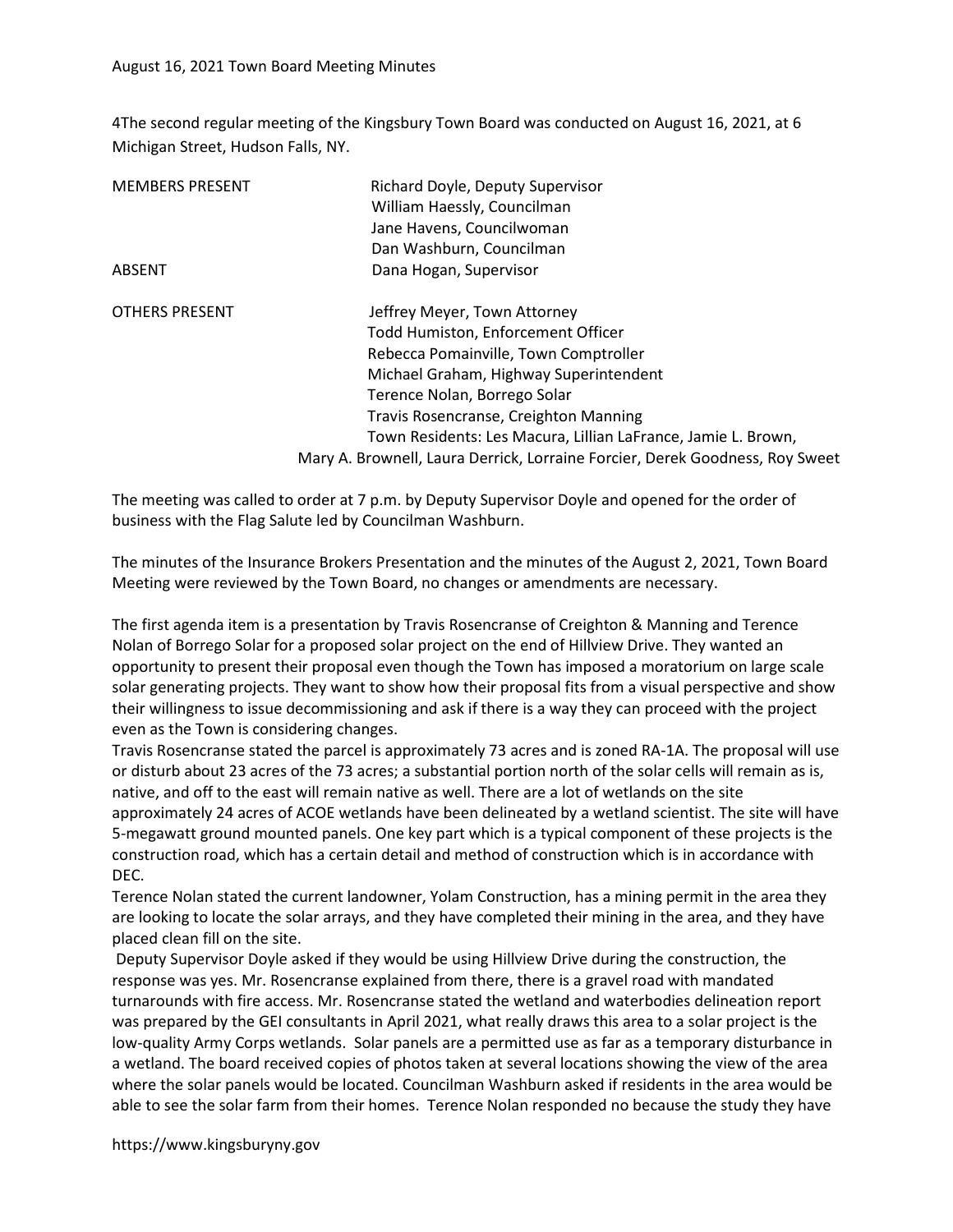August 16, 2021 Town Board Meeting Minutes

4The second regular meeting of the Kingsbury Town Board was conducted on August 16, 2021, at 6 Michigan Street, Hudson Falls, NY.

| | |
|---|---|
| MEMBERS PRESENT | Richard Doyle, Deputy Supervisor |
| | William Haessly, Councilman |
| | Jane Havens, Councilwoman |
| | Dan Washburn, Councilman |
| ABSENT | Dana Hogan, Supervisor |
| | |
| OTHERS PRESENT | Jeffrey Meyer, Town Attorney |
| | Todd Humiston, Enforcement Officer |
| | Rebecca Pomainville, Town Comptroller |
| | Michael Graham, Highway Superintendent |
| | Terence Nolan, Borrego Solar |
| | Travis Rosencranse, Creighton Manning |
| | Town Residents: Les Macura, Lillian LaFrance, Jamie L. Brown, Mary A. Brownell, Laura Derrick, Lorraine Forcier, Derek Goodness, Roy Sweet |

The meeting was called to order at 7 p.m. by Deputy Supervisor Doyle and opened for the order of business with the Flag Salute led by Councilman Washburn.

The minutes of the Insurance Brokers Presentation and the minutes of the August 2, 2021, Town Board Meeting were reviewed by the Town Board, no changes or amendments are necessary.

The first agenda item is a presentation by Travis Rosencranse of Creighton & Manning and Terence Nolan of Borrego Solar for a proposed solar project on the end of Hillview Drive. They wanted an opportunity to present their proposal even though the Town has imposed a moratorium on large scale solar generating projects. They want to show how their proposal fits from a visual perspective and show their willingness to issue decommissioning and ask if there is a way they can proceed with the project even as the Town is considering changes.

Travis Rosencranse stated the parcel is approximately 73 acres and is zoned RA-1A. The proposal will use or disturb about 23 acres of the 73 acres; a substantial portion north of the solar cells will remain as is, native, and off to the east will remain native as well. There are a lot of wetlands on the site approximately 24 acres of ACOE wetlands have been delineated by a wetland scientist. The site will have 5-megawatt ground mounted panels. One key part which is a typical component of these projects is the construction road, which has a certain detail and method of construction which is in accordance with DEC.

Terence Nolan stated the current landowner, Yolam Construction, has a mining permit in the area they are looking to locate the solar arrays, and they have completed their mining in the area, and they have placed clean fill on the site.

Deputy Supervisor Doyle asked if they would be using Hillview Drive during the construction, the response was yes. Mr. Rosencranse explained from there, there is a gravel road with mandated turnarounds with fire access. Mr. Rosencranse stated the wetland and waterbodies delineation report was prepared by the GEI consultants in April 2021, what really draws this area to a solar project is the low-quality Army Corps wetlands. Solar panels are a permitted use as far as a temporary disturbance in a wetland. The board received copies of photos taken at several locations showing the view of the area where the solar panels would be located. Councilman Washburn asked if residents in the area would be able to see the solar farm from their homes. Terence Nolan responded no because the study they have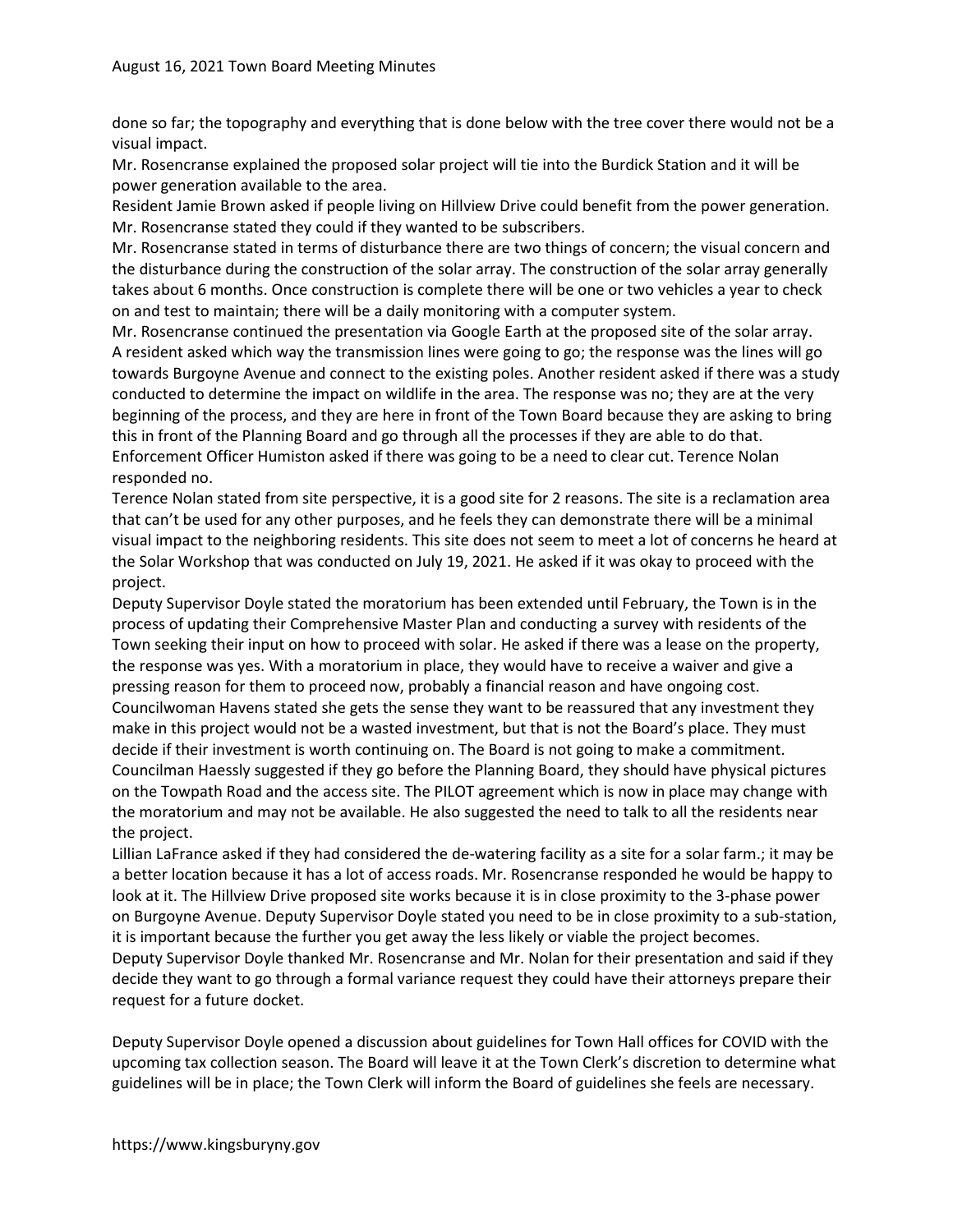done so far; the topography and everything that is done below with the tree cover there would not be a visual impact.

Mr. Rosencranse explained the proposed solar project will tie into the Burdick Station and it will be power generation available to the area.

Resident Jamie Brown asked if people living on Hillview Drive could benefit from the power generation. Mr. Rosencranse stated they could if they wanted to be subscribers.

Mr. Rosencranse stated in terms of disturbance there are two things of concern; the visual concern and the disturbance during the construction of the solar array. The construction of the solar array generally takes about 6 months. Once construction is complete there will be one or two vehicles a year to check on and test to maintain; there will be a daily monitoring with a computer system.

Mr. Rosencranse continued the presentation via Google Earth at the proposed site of the solar array. A resident asked which way the transmission lines were going to go; the response was the lines will go towards Burgoyne Avenue and connect to the existing poles. Another resident asked if there was a study conducted to determine the impact on wildlife in the area. The response was no; they are at the very beginning of the process, and they are here in front of the Town Board because they are asking to bring this in front of the Planning Board and go through all the processes if they are able to do that. Enforcement Officer Humiston asked if there was going to be a need to clear cut. Terence Nolan responded no.

Terence Nolan stated from site perspective, it is a good site for 2 reasons. The site is a reclamation area that can't be used for any other purposes, and he feels they can demonstrate there will be a minimal visual impact to the neighboring residents. This site does not seem to meet a lot of concerns he heard at the Solar Workshop that was conducted on July 19, 2021. He asked if it was okay to proceed with the project.

Deputy Supervisor Doyle stated the moratorium has been extended until February, the Town is in the process of updating their Comprehensive Master Plan and conducting a survey with residents of the Town seeking their input on how to proceed with solar. He asked if there was a lease on the property, the response was yes. With a moratorium in place, they would have to receive a waiver and give a pressing reason for them to proceed now, probably a financial reason and have ongoing cost.

Councilwoman Havens stated she gets the sense they want to be reassured that any investment they make in this project would not be a wasted investment, but that is not the Board's place. They must decide if their investment is worth continuing on. The Board is not going to make a commitment.

Councilman Haessly suggested if they go before the Planning Board, they should have physical pictures on the Towpath Road and the access site. The PILOT agreement which is now in place may change with the moratorium and may not be available. He also suggested the need to talk to all the residents near the project.

Lillian LaFrance asked if they had considered the de-watering facility as a site for a solar farm.; it may be a better location because it has a lot of access roads. Mr. Rosencranse responded he would be happy to look at it. The Hillview Drive proposed site works because it is in close proximity to the 3-phase power on Burgoyne Avenue. Deputy Supervisor Doyle stated you need to be in close proximity to a sub-station, it is important because the further you get away the less likely or viable the project becomes.

Deputy Supervisor Doyle thanked Mr. Rosencranse and Mr. Nolan for their presentation and said if they decide they want to go through a formal variance request they could have their attorneys prepare their request for a future docket.

Deputy Supervisor Doyle opened a discussion about guidelines for Town Hall offices for COVID with the upcoming tax collection season. The Board will leave it at the Town Clerk's discretion to determine what guidelines will be in place; the Town Clerk will inform the Board of guidelines she feels are necessary.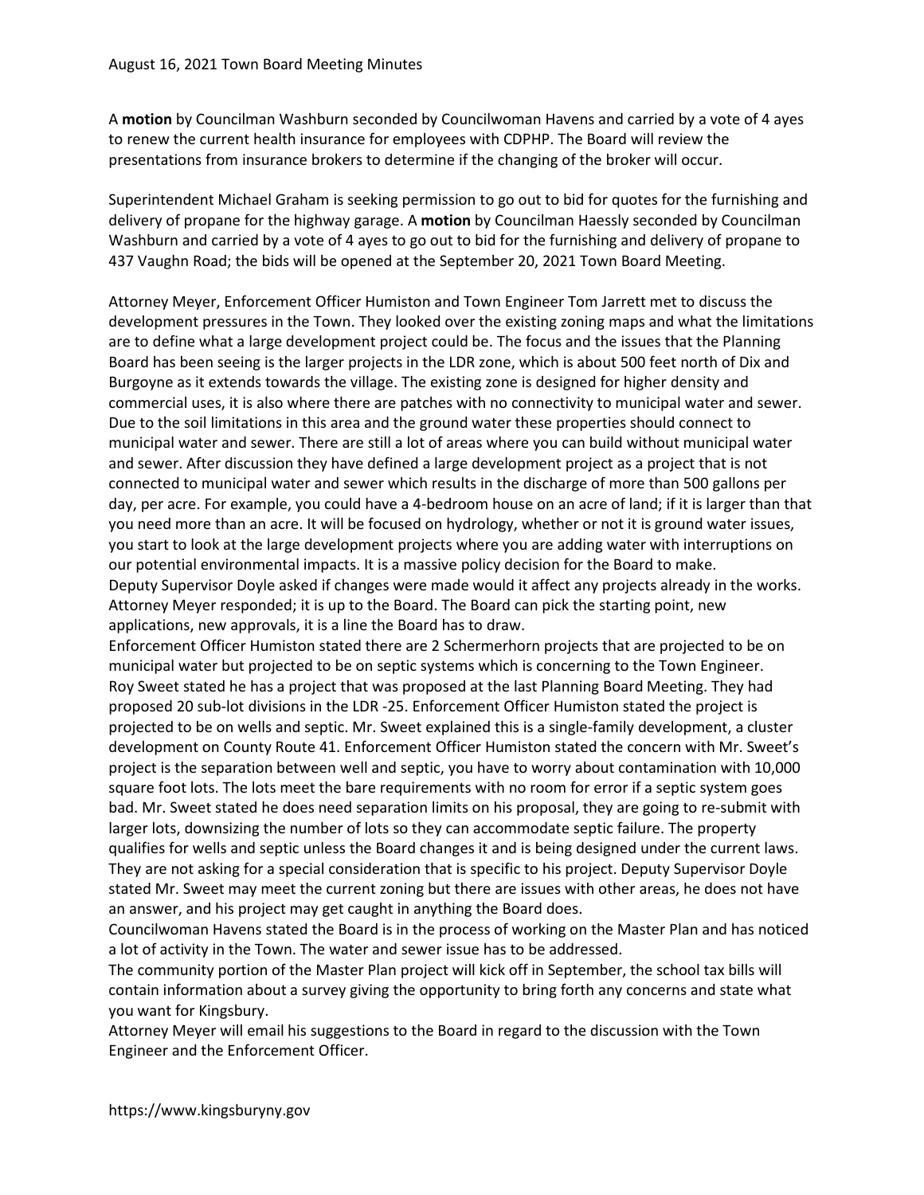A **motion** by Councilman Washburn seconded by Councilwoman Havens and carried by a vote of 4 ayes to renew the current health insurance for employees with CDPHP. The Board will review the presentations from insurance brokers to determine if the changing of the broker will occur.

Superintendent Michael Graham is seeking permission to go out to bid for quotes for the furnishing and delivery of propane for the highway garage. A **motion** by Councilman Haessly seconded by Councilman Washburn and carried by a vote of 4 ayes to go out to bid for the furnishing and delivery of propane to 437 Vaughn Road; the bids will be opened at the September 20, 2021 Town Board Meeting.

Attorney Meyer, Enforcement Officer Humiston and Town Engineer Tom Jarrett met to discuss the development pressures in the Town. They looked over the existing zoning maps and what the limitations are to define what a large development project could be. The focus and the issues that the Planning Board has been seeing is the larger projects in the LDR zone, which is about 500 feet north of Dix and Burgoyne as it extends towards the village. The existing zone is designed for higher density and commercial uses, it is also where there are patches with no connectivity to municipal water and sewer. Due to the soil limitations in this area and the ground water these properties should connect to municipal water and sewer. There are still a lot of areas where you can build without municipal water and sewer. After discussion they have defined a large development project as a project that is not connected to municipal water and sewer which results in the discharge of more than 500 gallons per day, per acre. For example, you could have a 4-bedroom house on an acre of land; if it is larger than that you need more than an acre. It will be focused on hydrology, whether or not it is ground water issues, you start to look at the large development projects where you are adding water with interruptions on our potential environmental impacts. It is a massive policy decision for the Board to make.
Deputy Supervisor Doyle asked if changes were made would it affect any projects already in the works. Attorney Meyer responded; it is up to the Board. The Board can pick the starting point, new applications, new approvals, it is a line the Board has to draw.
Enforcement Officer Humiston stated there are 2 Schermerhorn projects that are projected to be on municipal water but projected to be on septic systems which is concerning to the Town Engineer.
Roy Sweet stated he has a project that was proposed at the last Planning Board Meeting. They had proposed 20 sub-lot divisions in the LDR -25. Enforcement Officer Humiston stated the project is projected to be on wells and septic. Mr. Sweet explained this is a single-family development, a cluster development on County Route 41. Enforcement Officer Humiston stated the concern with Mr. Sweet's project is the separation between well and septic, you have to worry about contamination with 10,000 square foot lots. The lots meet the bare requirements with no room for error if a septic system goes bad. Mr. Sweet stated he does need separation limits on his proposal, they are going to re-submit with larger lots, downsizing the number of lots so they can accommodate septic failure. The property qualifies for wells and septic unless the Board changes it and is being designed under the current laws. They are not asking for a special consideration that is specific to his project. Deputy Supervisor Doyle stated Mr. Sweet may meet the current zoning but there are issues with other areas, he does not have an answer, and his project may get caught in anything the Board does.
Councilwoman Havens stated the Board is in the process of working on the Master Plan and has noticed a lot of activity in the Town. The water and sewer issue has to be addressed.
The community portion of the Master Plan project will kick off in September, the school tax bills will contain information about a survey giving the opportunity to bring forth any concerns and state what you want for Kingsbury.
Attorney Meyer will email his suggestions to the Board in regard to the discussion with the Town Engineer and the Enforcement Officer.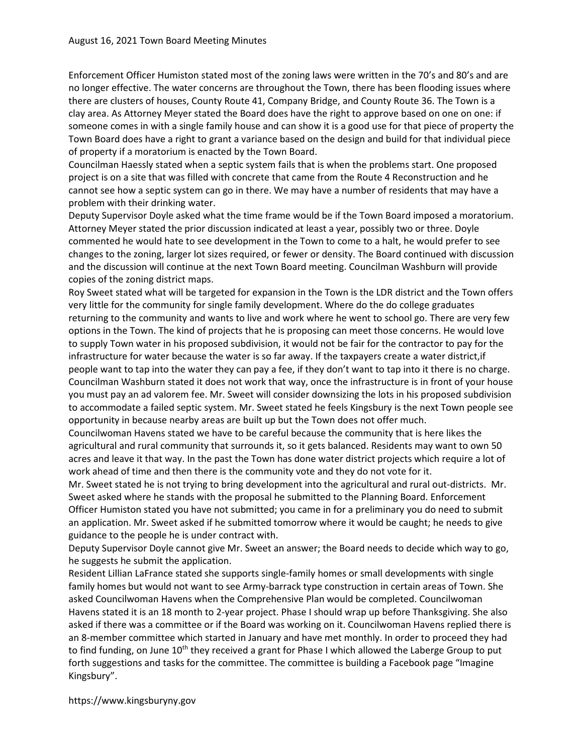Enforcement Officer Humiston stated most of the zoning laws were written in the 70's and 80's and are no longer effective. The water concerns are throughout the Town, there has been flooding issues where there are clusters of houses, County Route 41, Company Bridge, and County Route 36. The Town is a clay area. As Attorney Meyer stated the Board does have the right to approve based on one on one: if someone comes in with a single family house and can show it is a good use for that piece of property the Town Board does have a right to grant a variance based on the design and build for that individual piece of property if a moratorium is enacted by the Town Board.

Councilman Haessly stated when a septic system fails that is when the problems start. One proposed project is on a site that was filled with concrete that came from the Route 4 Reconstruction and he cannot see how a septic system can go in there. We may have a number of residents that may have a problem with their drinking water.

Deputy Supervisor Doyle asked what the time frame would be if the Town Board imposed a moratorium. Attorney Meyer stated the prior discussion indicated at least a year, possibly two or three. Doyle commented he would hate to see development in the Town to come to a halt, he would prefer to see changes to the zoning, larger lot sizes required, or fewer or density. The Board continued with discussion and the discussion will continue at the next Town Board meeting. Councilman Washburn will provide copies of the zoning district maps.

Roy Sweet stated what will be targeted for expansion in the Town is the LDR district and the Town offers very little for the community for single family development. Where do the do college graduates returning to the community and wants to live and work where he went to school go. There are very few options in the Town. The kind of projects that he is proposing can meet those concerns. He would love to supply Town water in his proposed subdivision, it would not be fair for the contractor to pay for the infrastructure for water because the water is so far away. If the taxpayers create a water district,if people want to tap into the water they can pay a fee, if they don't want to tap into it there is no charge. Councilman Washburn stated it does not work that way, once the infrastructure is in front of your house you must pay an ad valorem fee. Mr. Sweet will consider downsizing the lots in his proposed subdivision to accommodate a failed septic system. Mr. Sweet stated he feels Kingsbury is the next Town people see opportunity in because nearby areas are built up but the Town does not offer much.

Councilwoman Havens stated we have to be careful because the community that is here likes the agricultural and rural community that surrounds it, so it gets balanced. Residents may want to own 50 acres and leave it that way. In the past the Town has done water district projects which require a lot of work ahead of time and then there is the community vote and they do not vote for it.

Mr. Sweet stated he is not trying to bring development into the agricultural and rural out-districts. Mr. Sweet asked where he stands with the proposal he submitted to the Planning Board. Enforcement Officer Humiston stated you have not submitted; you came in for a preliminary you do need to submit an application. Mr. Sweet asked if he submitted tomorrow where it would be caught; he needs to give guidance to the people he is under contract with.

Deputy Supervisor Doyle cannot give Mr. Sweet an answer; the Board needs to decide which way to go, he suggests he submit the application.

Resident Lillian LaFrance stated she supports single-family homes or small developments with single family homes but would not want to see Army-barrack type construction in certain areas of Town. She asked Councilwoman Havens when the Comprehensive Plan would be completed. Councilwoman Havens stated it is an 18 month to 2-year project. Phase I should wrap up before Thanksgiving. She also asked if there was a committee or if the Board was working on it. Councilwoman Havens replied there is an 8-member committee which started in January and have met monthly. In order to proceed they had to find funding, on June 10th they received a grant for Phase I which allowed the Laberge Group to put forth suggestions and tasks for the committee. The committee is building a Facebook page "Imagine Kingsbury".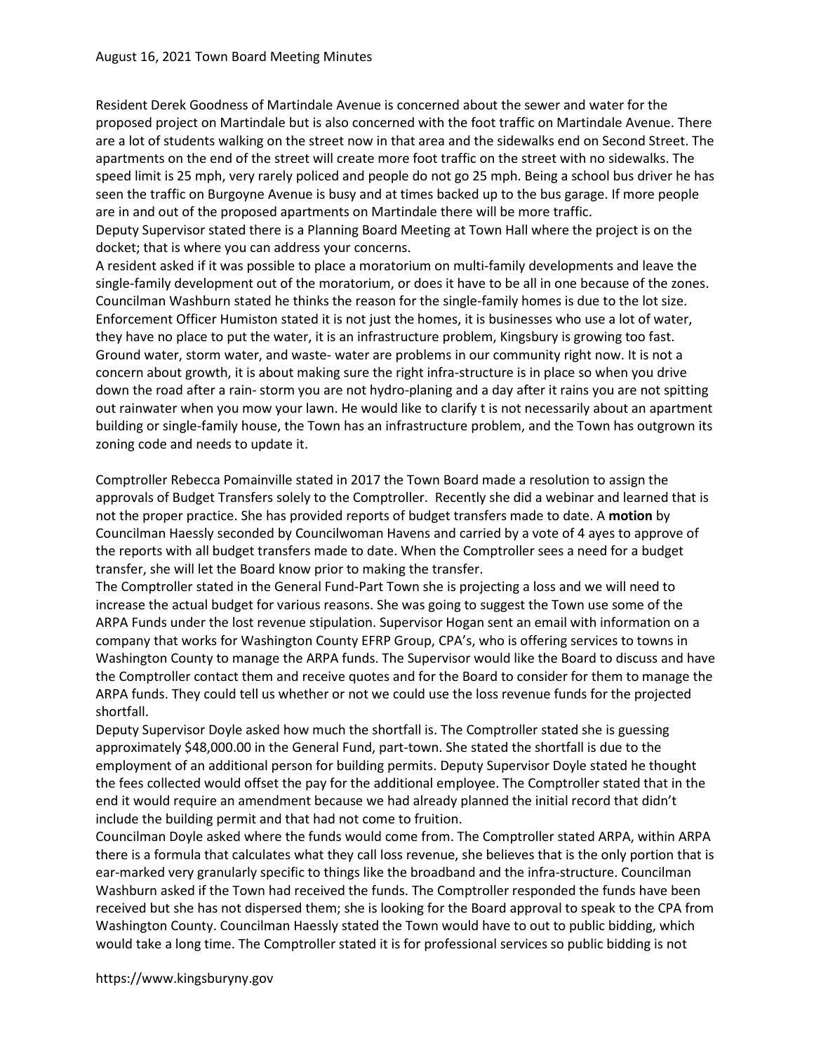Resident Derek Goodness of Martindale Avenue is concerned about the sewer and water for the proposed project on Martindale but is also concerned with the foot traffic on Martindale Avenue. There are a lot of students walking on the street now in that area and the sidewalks end on Second Street. The apartments on the end of the street will create more foot traffic on the street with no sidewalks. The speed limit is 25 mph, very rarely policed and people do not go 25 mph. Being a school bus driver he has seen the traffic on Burgoyne Avenue is busy and at times backed up to the bus garage. If more people are in and out of the proposed apartments on Martindale there will be more traffic.
Deputy Supervisor stated there is a Planning Board Meeting at Town Hall where the project is on the docket; that is where you can address your concerns.
A resident asked if it was possible to place a moratorium on multi-family developments and leave the single-family development out of the moratorium, or does it have to be all in one because of the zones. Councilman Washburn stated he thinks the reason for the single-family homes is due to the lot size. Enforcement Officer Humiston stated it is not just the homes, it is businesses who use a lot of water, they have no place to put the water, it is an infrastructure problem, Kingsbury is growing too fast. Ground water, storm water, and waste- water are problems in our community right now. It is not a concern about growth, it is about making sure the right infra-structure is in place so when you drive down the road after a rain- storm you are not hydro-planing and a day after it rains you are not spitting out rainwater when you mow your lawn. He would like to clarify t is not necessarily about an apartment building or single-family house, the Town has an infrastructure problem, and the Town has outgrown its zoning code and needs to update it.

Comptroller Rebecca Pomainville stated in 2017 the Town Board made a resolution to assign the approvals of Budget Transfers solely to the Comptroller. Recently she did a webinar and learned that is not the proper practice. She has provided reports of budget transfers made to date. A **motion** by Councilman Haessly seconded by Councilwoman Havens and carried by a vote of 4 ayes to approve of the reports with all budget transfers made to date. When the Comptroller sees a need for a budget transfer, she will let the Board know prior to making the transfer.
The Comptroller stated in the General Fund-Part Town she is projecting a loss and we will need to increase the actual budget for various reasons. She was going to suggest the Town use some of the ARPA Funds under the lost revenue stipulation. Supervisor Hogan sent an email with information on a company that works for Washington County EFRP Group, CPA's, who is offering services to towns in Washington County to manage the ARPA funds. The Supervisor would like the Board to discuss and have the Comptroller contact them and receive quotes and for the Board to consider for them to manage the ARPA funds. They could tell us whether or not we could use the loss revenue funds for the projected shortfall.
Deputy Supervisor Doyle asked how much the shortfall is. The Comptroller stated she is guessing approximately $48,000.00 in the General Fund, part-town. She stated the shortfall is due to the employment of an additional person for building permits. Deputy Supervisor Doyle stated he thought the fees collected would offset the pay for the additional employee. The Comptroller stated that in the end it would require an amendment because we had already planned the initial record that didn't include the building permit and that had not come to fruition.
Councilman Doyle asked where the funds would come from. The Comptroller stated ARPA, within ARPA there is a formula that calculates what they call loss revenue, she believes that is the only portion that is ear-marked very granularly specific to things like the broadband and the infra-structure. Councilman Washburn asked if the Town had received the funds. The Comptroller responded the funds have been received but she has not dispersed them; she is looking for the Board approval to speak to the CPA from Washington County. Councilman Haessly stated the Town would have to out to public bidding, which would take a long time. The Comptroller stated it is for professional services so public bidding is not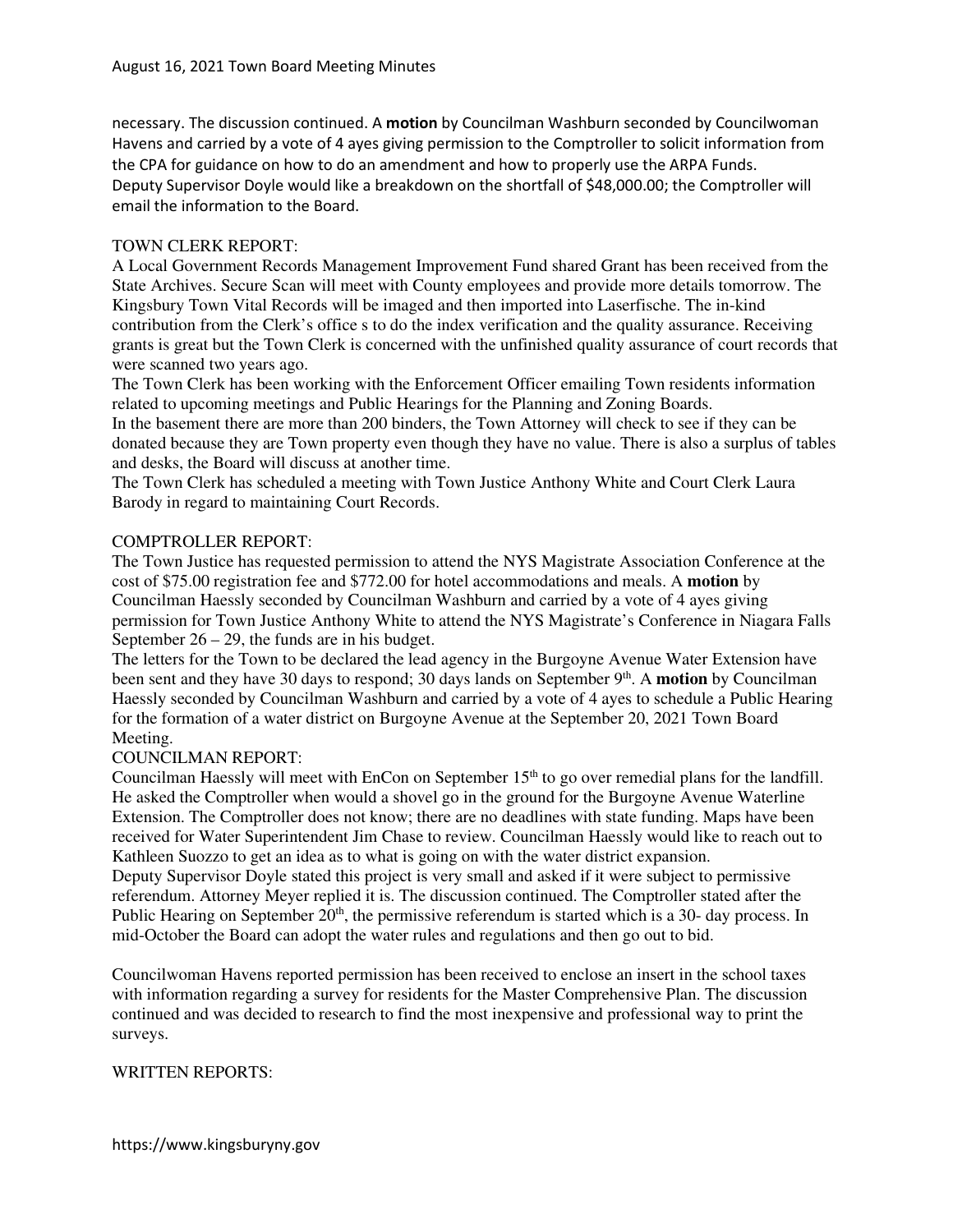necessary. The discussion continued. A **motion** by Councilman Washburn seconded by Councilwoman Havens and carried by a vote of 4 ayes giving permission to the Comptroller to solicit information from the CPA for guidance on how to do an amendment and how to properly use the ARPA Funds.
Deputy Supervisor Doyle would like a breakdown on the shortfall of $48,000.00; the Comptroller will email the information to the Board.

TOWN CLERK REPORT:

A Local Government Records Management Improvement Fund shared Grant has been received from the State Archives. Secure Scan will meet with County employees and provide more details tomorrow. The Kingsbury Town Vital Records will be imaged and then imported into Laserfische. The in-kind contribution from the Clerk's office s to do the index verification and the quality assurance. Receiving grants is great but the Town Clerk is concerned with the unfinished quality assurance of court records that were scanned two years ago.

The Town Clerk has been working with the Enforcement Officer emailing Town residents information related to upcoming meetings and Public Hearings for the Planning and Zoning Boards.

In the basement there are more than 200 binders, the Town Attorney will check to see if they can be donated because they are Town property even though they have no value. There is also a surplus of tables and desks, the Board will discuss at another time.

The Town Clerk has scheduled a meeting with Town Justice Anthony White and Court Clerk Laura Barody in regard to maintaining Court Records.

COMPTROLLER REPORT:

The Town Justice has requested permission to attend the NYS Magistrate Association Conference at the cost of $75.00 registration fee and $772.00 for hotel accommodations and meals. A **motion** by Councilman Haessly seconded by Councilman Washburn and carried by a vote of 4 ayes giving permission for Town Justice Anthony White to attend the NYS Magistrate's Conference in Niagara Falls September 26 – 29, the funds are in his budget.

The letters for the Town to be declared the lead agency in the Burgoyne Avenue Water Extension have been sent and they have 30 days to respond; 30 days lands on September 9th. A **motion** by Councilman Haessly seconded by Councilman Washburn and carried by a vote of 4 ayes to schedule a Public Hearing for the formation of a water district on Burgoyne Avenue at the September 20, 2021 Town Board Meeting.

COUNCILMAN REPORT:

Councilman Haessly will meet with EnCon on September 15th to go over remedial plans for the landfill. He asked the Comptroller when would a shovel go in the ground for the Burgoyne Avenue Waterline Extension. The Comptroller does not know; there are no deadlines with state funding. Maps have been received for Water Superintendent Jim Chase to review. Councilman Haessly would like to reach out to Kathleen Suozzo to get an idea as to what is going on with the water district expansion.

Deputy Supervisor Doyle stated this project is very small and asked if it were subject to permissive referendum. Attorney Meyer replied it is. The discussion continued. The Comptroller stated after the Public Hearing on September 20th, the permissive referendum is started which is a 30- day process. In mid-October the Board can adopt the water rules and regulations and then go out to bid.

Councilwoman Havens reported permission has been received to enclose an insert in the school taxes with information regarding a survey for residents for the Master Comprehensive Plan. The discussion continued and was decided to research to find the most inexpensive and professional way to print the surveys.

WRITTEN REPORTS: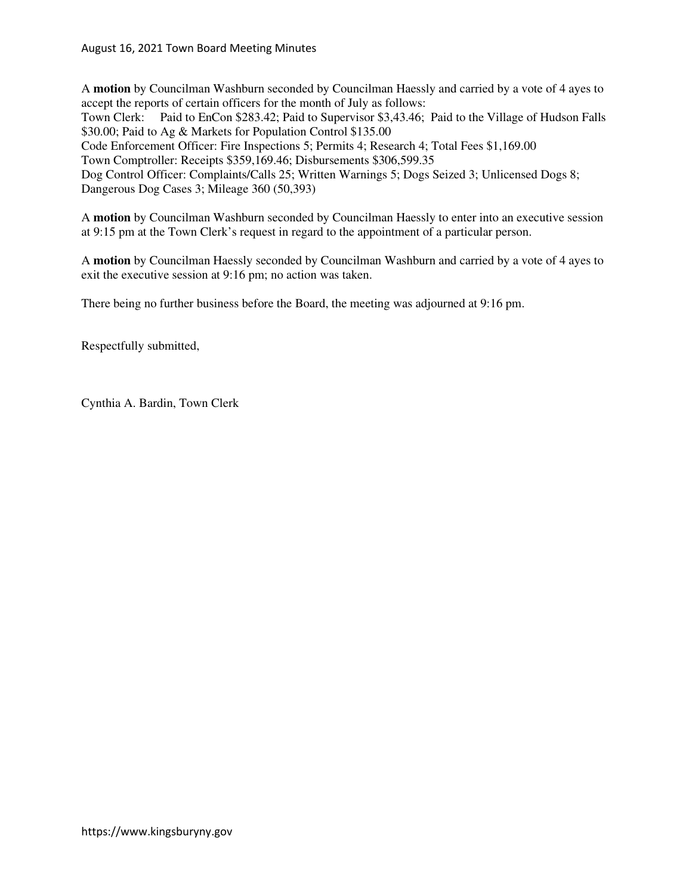A **motion** by Councilman Washburn seconded by Councilman Haessly and carried by a vote of 4 ayes to accept the reports of certain officers for the month of July as follows:
Town Clerk: Paid to EnCon $283.42; Paid to Supervisor $3,43.46; Paid to the Village of Hudson Falls $30.00; Paid to Ag & Markets for Population Control $135.00
Code Enforcement Officer: Fire Inspections 5; Permits 4; Research 4; Total Fees $1,169.00
Town Comptroller: Receipts $359,169.46; Disbursements $306,599.35
Dog Control Officer: Complaints/Calls 25; Written Warnings 5; Dogs Seized 3; Unlicensed Dogs 8; Dangerous Dog Cases 3; Mileage 360 (50,393)

A **motion** by Councilman Washburn seconded by Councilman Haessly to enter into an executive session at 9:15 pm at the Town Clerk's request in regard to the appointment of a particular person.

A **motion** by Councilman Haessly seconded by Councilman Washburn and carried by a vote of 4 ayes to exit the executive session at 9:16 pm; no action was taken.

There being no further business before the Board, the meeting was adjourned at 9:16 pm.

Respectfully submitted,

Cynthia A. Bardin, Town Clerk